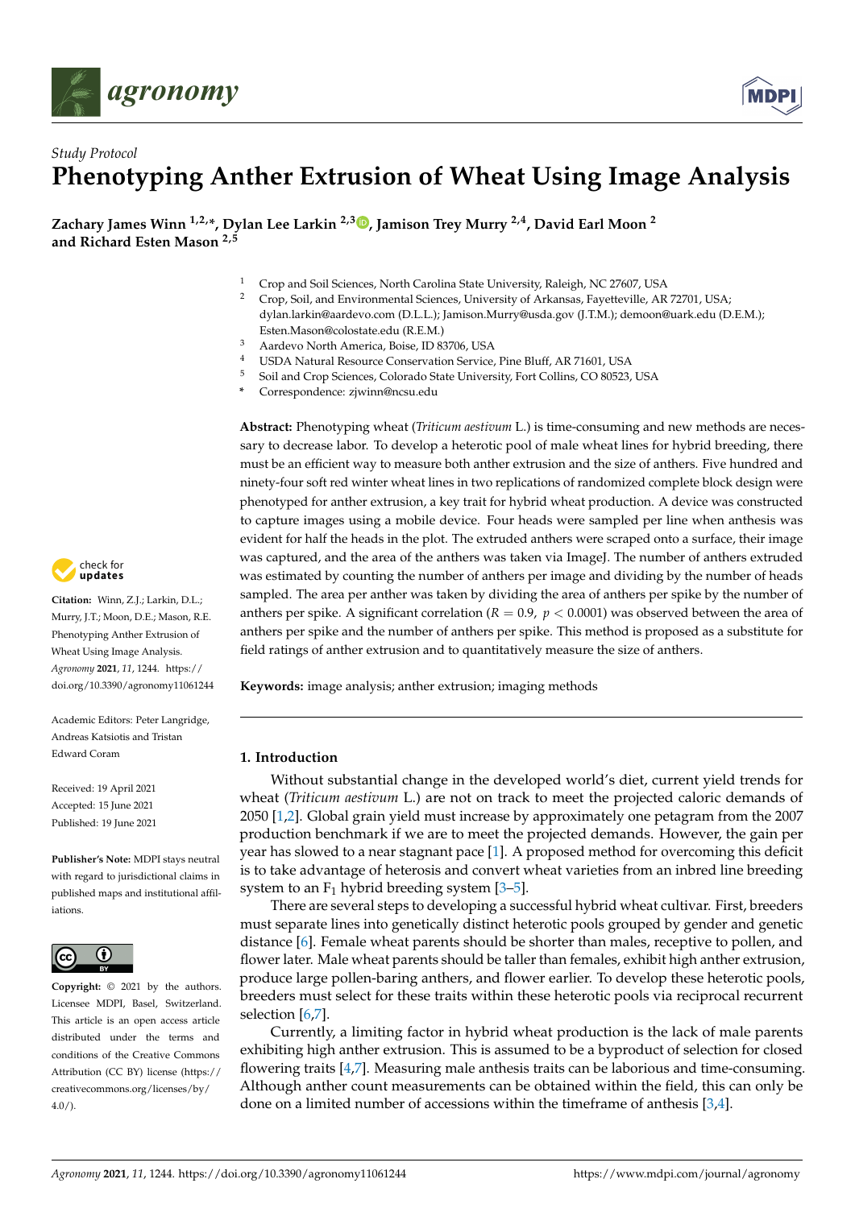*Study Protocol*

# Phenotyping Anther Extrusion of Wheat Using Image Analysis

**Zachary James Winn [1,2,*], Dylan Lee Larkin [2,3], Jamison Trey Murry [2,4], David Earl Moon [2] and Richard Esten Mason [2,5]**

[1] Crop and Soil Sciences, North Carolina State University, Raleigh, NC 27607, USA
[2] Crop, Soil, and Environmental Sciences, University of Arkansas, Fayetteville, AR 72701, USA; dylan.larkin@aardevo.com (D.L.L.); Jamison.Murry@usda.gov (J.T.M.); demoon@uark.edu (D.E.M.); Esten.Mason@colostate.edu (R.E.M.)
[3] Aardevo North America, Boise, ID 83706, USA
[4] USDA Natural Resource Conservation Service, Pine Bluff, AR 71601, USA
[5] Soil and Crop Sciences, Colorado State University, Fort Collins, CO 80523, USA
[*] Correspondence: zjwinn@ncsu.edu

**Citation:** Winn, Z.J.; Larkin, D.L.; Murry, J.T.; Moon, D.E.; Mason, R.E. Phenotyping Anther Extrusion of Wheat Using Image Analysis. *Agronomy* **2021**, *11*, 1244. https://doi.org/10.3390/agronomy11061244

Academic Editors: Peter Langridge, Andreas Katsiotis and Tristan Edward Coram

Received: 19 April 2021
Accepted: 15 June 2021
Published: 19 June 2021

**Publisher's Note:** MDPI stays neutral with regard to jurisdictional claims in published maps and institutional affiliations.

**Copyright:** © 2021 by the authors. Licensee MDPI, Basel, Switzerland. This article is an open access article distributed under the terms and conditions of the Creative Commons Attribution (CC BY) license (https://creativecommons.org/licenses/by/4.0/).

**Abstract:** Phenotyping wheat (*Triticum aestivum* L.) is time-consuming and new methods are necessary to decrease labor. To develop a heterotic pool of male wheat lines for hybrid breeding, there must be an efficient way to measure both anther extrusion and the size of anthers. Five hundred and ninety-four soft red winter wheat lines in two replications of randomized complete block design were phenotyped for anther extrusion, a key trait for hybrid wheat production. A device was constructed to capture images using a mobile device. Four heads were sampled per line when anthesis was evident for half the heads in the plot. The extruded anthers were scraped onto a surface, their image was captured, and the area of the anthers was taken via ImageJ. The number of anthers extruded was estimated by counting the number of anthers per image and dividing by the number of heads sampled. The area per anther was taken by dividing the area of anthers per spike by the number of anthers per spike. A significant correlation ($R = 0.9$, $p < 0.0001$) was observed between the area of anthers per spike and the number of anthers per spike. This method is proposed as a substitute for field ratings of anther extrusion and to quantitatively measure the size of anthers.

**Keywords:** image analysis; anther extrusion; imaging methods

## 1. Introduction

Without substantial change in the developed world's diet, current yield trends for wheat (*Triticum aestivum* L.) are not on track to meet the projected caloric demands of 2050 [1,2]. Global grain yield must increase by approximately one petagram from the 2007 production benchmark if we are to meet the projected demands. However, the gain per year has slowed to a near stagnant pace [1]. A proposed method for overcoming this deficit is to take advantage of heterosis and convert wheat varieties from an inbred line breeding system to an $F_1$ hybrid breeding system [3–5].

There are several steps to developing a successful hybrid wheat cultivar. First, breeders must separate lines into genetically distinct heterotic pools grouped by gender and genetic distance [6]. Female wheat parents should be shorter than males, receptive to pollen, and flower later. Male wheat parents should be taller than females, exhibit high anther extrusion, produce large pollen-baring anthers, and flower earlier. To develop these heterotic pools, breeders must select for these traits within these heterotic pools via reciprocal recurrent selection [6,7].

Currently, a limiting factor in hybrid wheat production is the lack of male parents exhibiting high anther extrusion. This is assumed to be a byproduct of selection for closed flowering traits [4,7]. Measuring male anthesis traits can be laborious and time-consuming. Although anther count measurements can be obtained within the field, this can only be done on a limited number of accessions within the timeframe of anthesis [3,4].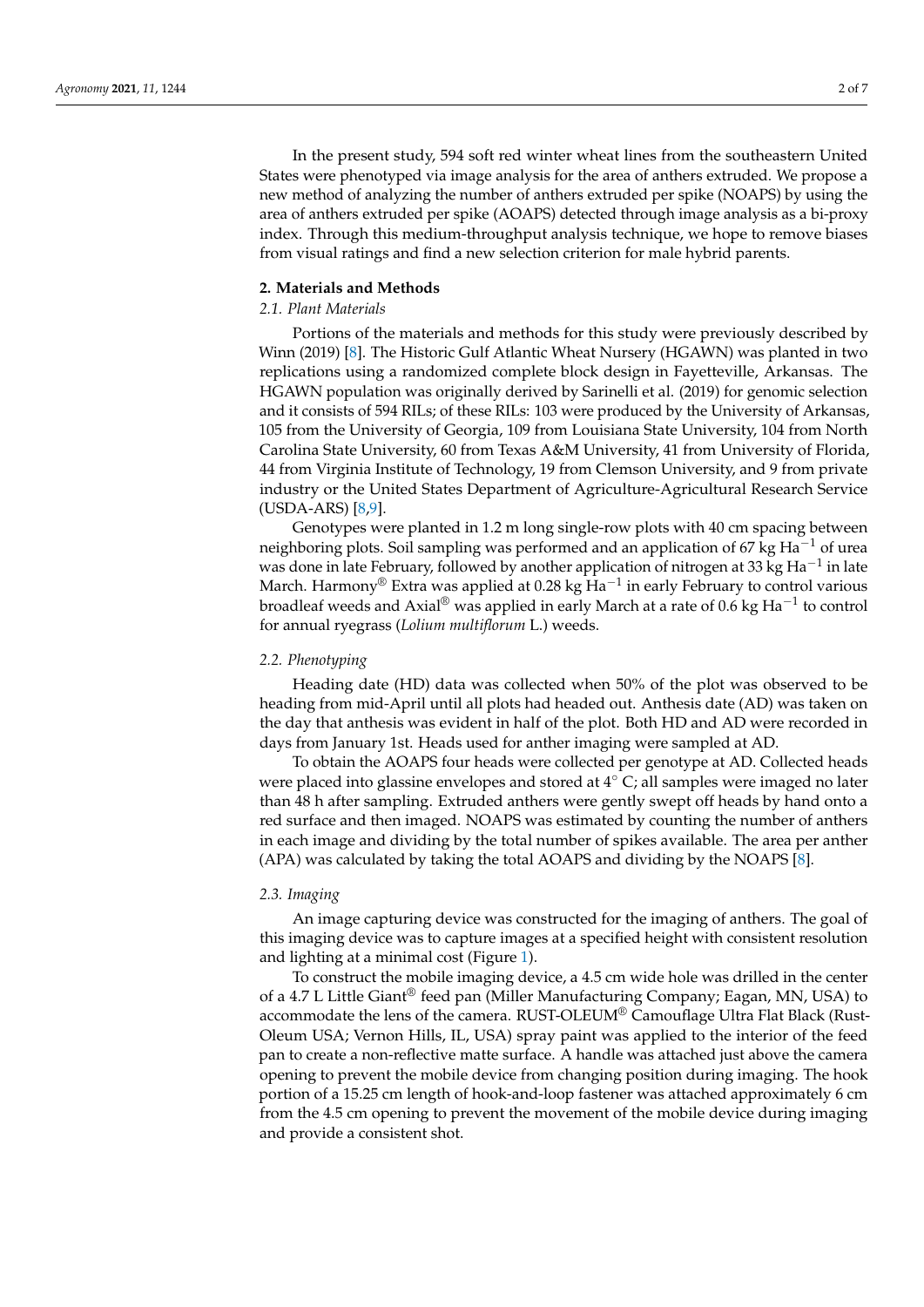In the present study, 594 soft red winter wheat lines from the southeastern United States were phenotyped via image analysis for the area of anthers extruded. We propose a new method of analyzing the number of anthers extruded per spike (NOAPS) by using the area of anthers extruded per spike (AOAPS) detected through image analysis as a bi-proxy index. Through this medium-throughput analysis technique, we hope to remove biases from visual ratings and find a new selection criterion for male hybrid parents.

## 2. Materials and Methods

### 2.1. Plant Materials

Portions of the materials and methods for this study were previously described by Winn (2019) [8]. The Historic Gulf Atlantic Wheat Nursery (HGAWN) was planted in two replications using a randomized complete block design in Fayetteville, Arkansas. The HGAWN population was originally derived by Sarinelli et al. (2019) for genomic selection and it consists of 594 RILs; of these RILs: 103 were produced by the University of Arkansas, 105 from the University of Georgia, 109 from Louisiana State University, 104 from North Carolina State University, 60 from Texas A&M University, 41 from University of Florida, 44 from Virginia Institute of Technology, 19 from Clemson University, and 9 from private industry or the United States Department of Agriculture-Agricultural Research Service (USDA-ARS) [8,9].

Genotypes were planted in 1.2 m long single-row plots with 40 cm spacing between neighboring plots. Soil sampling was performed and an application of 67 kg $Ha^{-1}$ of urea was done in late February, followed by another application of nitrogen at 33 kg $Ha^{-1}$ in late March. Harmony® Extra was applied at 0.28 kg $Ha^{-1}$ in early February to control various broadleaf weeds and Axial® was applied in early March at a rate of 0.6 kg $Ha^{-1}$ to control for annual ryegrass (*Lolium multiflorum* L.) weeds.

### 2.2. Phenotyping

Heading date (HD) data was collected when 50% of the plot was observed to be heading from mid-April until all plots had headed out. Anthesis date (AD) was taken on the day that anthesis was evident in half of the plot. Both HD and AD were recorded in days from January 1st. Heads used for anther imaging were sampled at AD.

To obtain the AOAPS four heads were collected per genotype at AD. Collected heads were placed into glassine envelopes and stored at 4° C; all samples were imaged no later than 48 h after sampling. Extruded anthers were gently swept off heads by hand onto a red surface and then imaged. NOAPS was estimated by counting the number of anthers in each image and dividing by the total number of spikes available. The area per anther (APA) was calculated by taking the total AOAPS and dividing by the NOAPS [8].

### 2.3. Imaging

An image capturing device was constructed for the imaging of anthers. The goal of this imaging device was to capture images at a specified height with consistent resolution and lighting at a minimal cost (Figure 1).

To construct the mobile imaging device, a 4.5 cm wide hole was drilled in the center of a 4.7 L Little Giant® feed pan (Miller Manufacturing Company; Eagan, MN, USA) to accommodate the lens of the camera. RUST-OLEUM® Camouflage Ultra Flat Black (Rust-Oleum USA; Vernon Hills, IL, USA) spray paint was applied to the interior of the feed pan to create a non-reflective matte surface. A handle was attached just above the camera opening to prevent the mobile device from changing position during imaging. The hook portion of a 15.25 cm length of hook-and-loop fastener was attached approximately 6 cm from the 4.5 cm opening to prevent the movement of the mobile device during imaging and provide a consistent shot.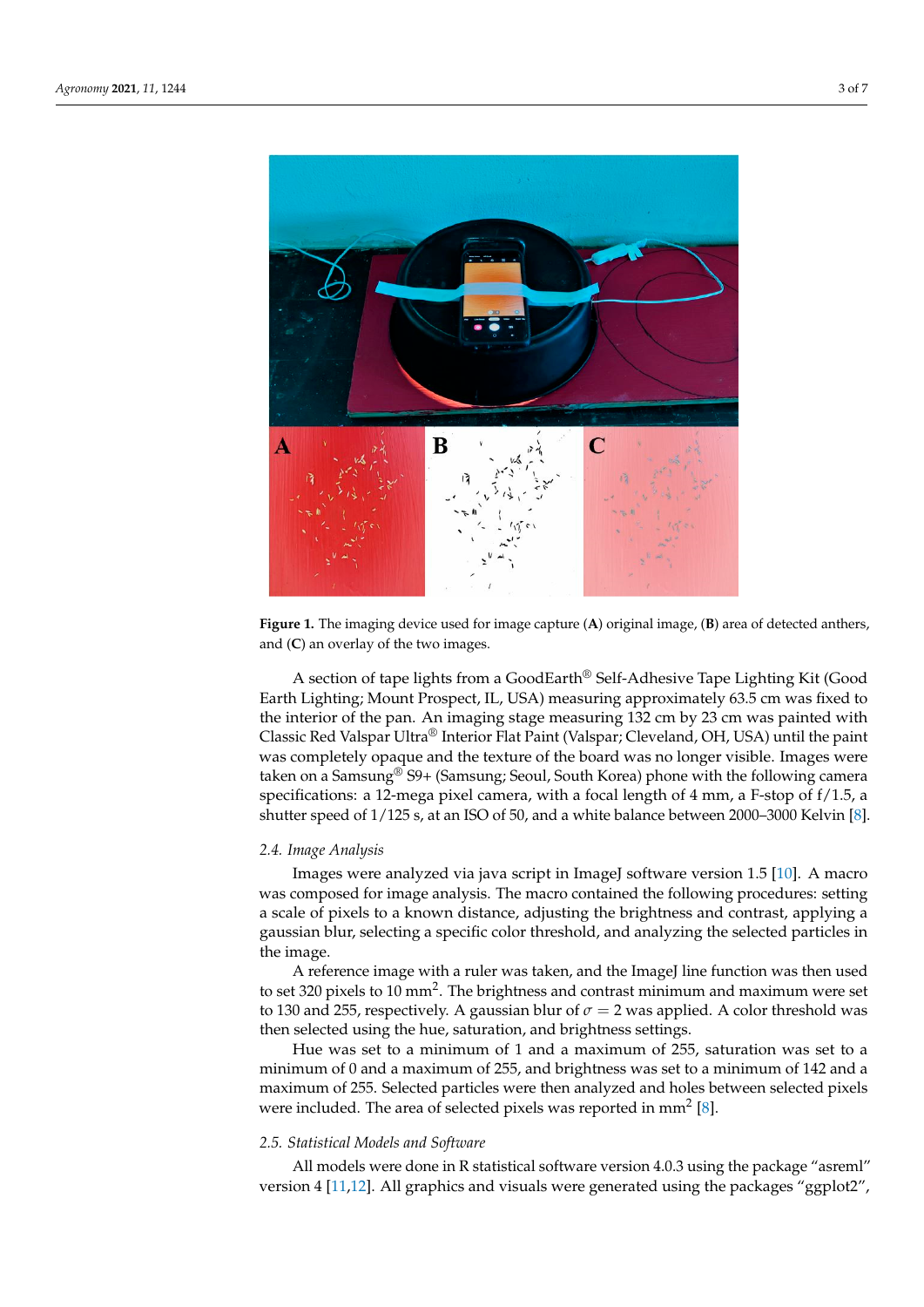**Figure 1.** The imaging device used for image capture (**A**) original image, (**B**) area of detected anthers, and (**C**) an overlay of the two images.

A section of tape lights from a GoodEarth® Self-Adhesive Tape Lighting Kit (Good Earth Lighting; Mount Prospect, IL, USA) measuring approximately 63.5 cm was fixed to the interior of the pan. An imaging stage measuring 132 cm by 23 cm was painted with Classic Red Valspar Ultra® Interior Flat Paint (Valspar; Cleveland, OH, USA) until the paint was completely opaque and the texture of the board was no longer visible. Images were taken on a Samsung® S9+ (Samsung; Seoul, South Korea) phone with the following camera specifications: a 12-mega pixel camera, with a focal length of 4 mm, a F-stop of f/1.5, a shutter speed of 1/125 s, at an ISO of 50, and a white balance between 2000–3000 Kelvin [8].

### 2.4. Image Analysis

Images were analyzed via java script in ImageJ software version 1.5 [10]. A macro was composed for image analysis. The macro contained the following procedures: setting a scale of pixels to a known distance, adjusting the brightness and contrast, applying a gaussian blur, selecting a specific color threshold, and analyzing the selected particles in the image.

A reference image with a ruler was taken, and the ImageJ line function was then used to set 320 pixels to 10 $mm^2$. The brightness and contrast minimum and maximum were set to 130 and 255, respectively. A gaussian blur of $\sigma = 2$ was applied. A color threshold was then selected using the hue, saturation, and brightness settings.

Hue was set to a minimum of 1 and a maximum of 255, saturation was set to a minimum of 0 and a maximum of 255, and brightness was set to a minimum of 142 and a maximum of 255. Selected particles were then analyzed and holes between selected pixels were included. The area of selected pixels was reported in $mm^2$ [8].

### 2.5. Statistical Models and Software

All models were done in R statistical software version 4.0.3 using the package "asreml" version 4 [11,12]. All graphics and visuals were generated using the packages "ggplot2",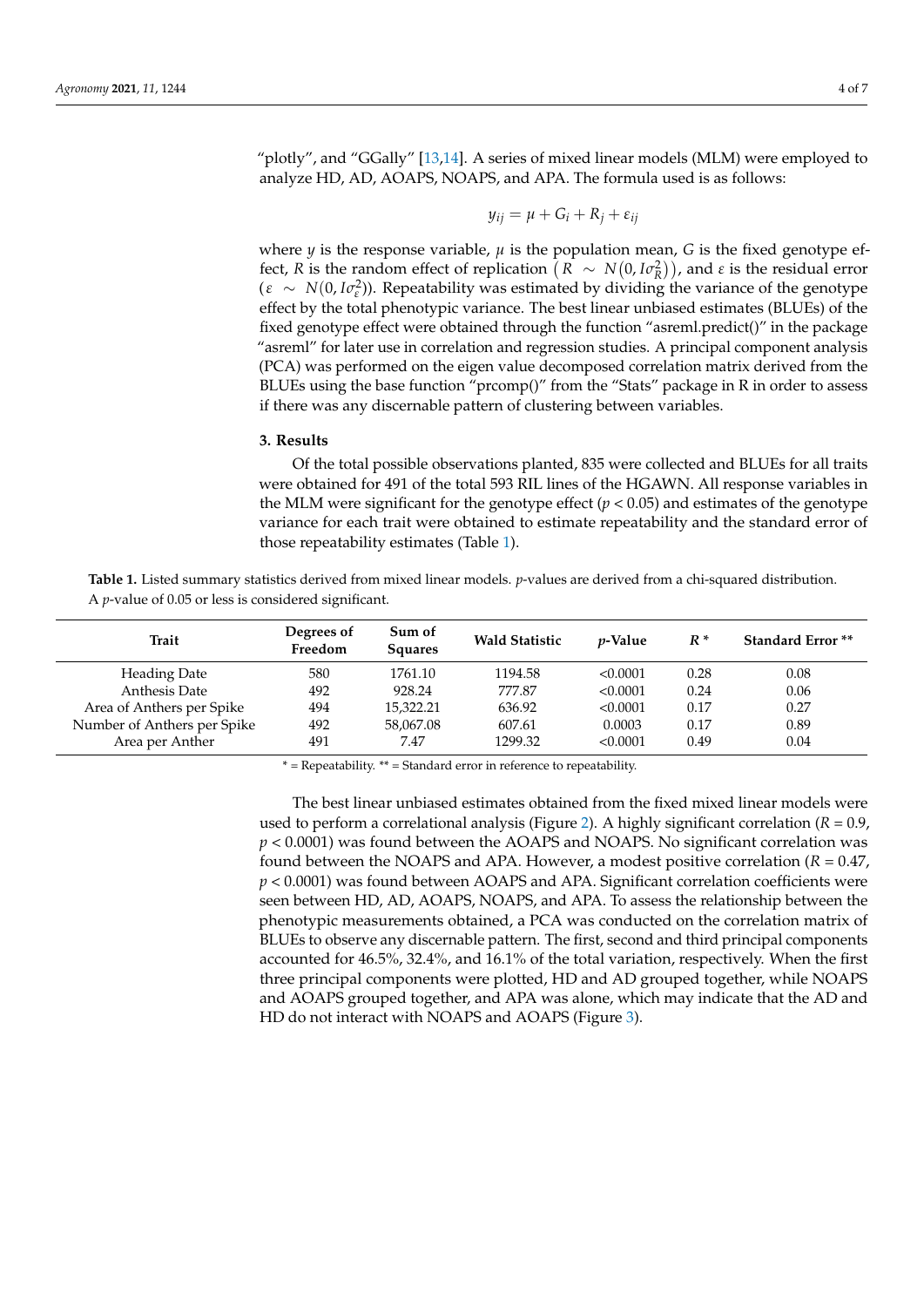"plotly", and "GGally" [13,14]. A series of mixed linear models (MLM) were employed to analyze HD, AD, AOAPS, NOAPS, and APA. The formula used is as follows:

$$y_{ij} = \mu + G_i + R_j + \varepsilon_{ij}$$

where $y$ is the response variable, $\mu$ is the population mean, $G$ is the fixed genotype effect, $R$ is the random effect of replication $\left(R \sim N\left(0, I\sigma_R^2\right)\right)$, and $\varepsilon$ is the residual error ($\varepsilon \sim N(0, I\sigma_\varepsilon^2)$). Repeatability was estimated by dividing the variance of the genotype effect by the total phenotypic variance. The best linear unbiased estimates (BLUEs) of the fixed genotype effect were obtained through the function "asreml.predict()" in the package "asreml" for later use in correlation and regression studies. A principal component analysis (PCA) was performed on the eigen value decomposed correlation matrix derived from the BLUEs using the base function "prcomp()" from the "Stats" package in R in order to assess if there was any discernable pattern of clustering between variables.

## 3. Results

Of the total possible observations planted, 835 were collected and BLUEs for all traits were obtained for 491 of the total 593 RIL lines of the HGAWN. All response variables in the MLM were significant for the genotype effect ($p < 0.05$) and estimates of the genotype variance for each trait were obtained to estimate repeatability and the standard error of those repeatability estimates (Table 1).

**Table 1.** Listed summary statistics derived from mixed linear models. *p*-values are derived from a chi-squared distribution. A *p*-value of 0.05 or less is considered significant.

| Trait | Degrees of Freedom | Sum of Squares | Wald Statistic | *p*-Value | *R* * | Standard Error ** |
|---|---|---|---|---|---|---|
| Heading Date | 580 | 1761.10 | 1194.58 | <0.0001 | 0.28 | 0.08 |
| Anthesis Date | 492 | 928.24 | 777.87 | <0.0001 | 0.24 | 0.06 |
| Area of Anthers per Spike | 494 | 15,322.21 | 636.92 | <0.0001 | 0.17 | 0.27 |
| Number of Anthers per Spike | 492 | 58,067.08 | 607.61 | 0.0003 | 0.17 | 0.89 |
| Area per Anther | 491 | 7.47 | 1299.32 | <0.0001 | 0.49 | 0.04 |

* = Repeatability. ** = Standard error in reference to repeatability.

The best linear unbiased estimates obtained from the fixed mixed linear models were used to perform a correlational analysis (Figure 2). A highly significant correlation ($R = 0.9$, $p < 0.0001$) was found between the AOAPS and NOAPS. No significant correlation was found between the NOAPS and APA. However, a modest positive correlation ($R = 0.47$, $p < 0.0001$) was found between AOAPS and APA. Significant correlation coefficients were seen between HD, AD, AOAPS, NOAPS, and APA. To assess the relationship between the phenotypic measurements obtained, a PCA was conducted on the correlation matrix of BLUEs to observe any discernable pattern. The first, second and third principal components accounted for 46.5%, 32.4%, and 16.1% of the total variation, respectively. When the first three principal components were plotted, HD and AD grouped together, while NOAPS and AOAPS grouped together, and APA was alone, which may indicate that the AD and HD do not interact with NOAPS and AOAPS (Figure 3).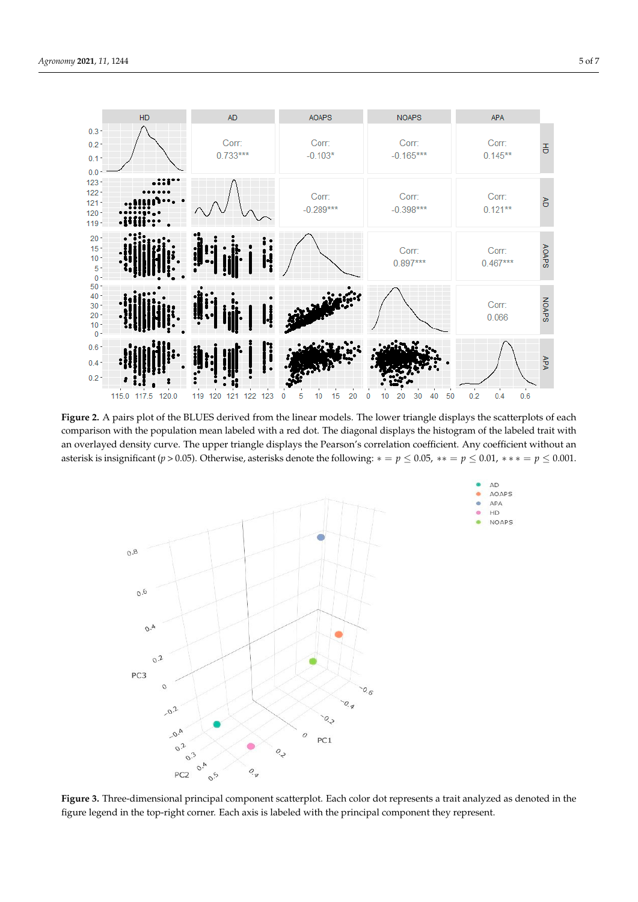**Figure 2.** A pairs plot of the BLUES derived from the linear models. The lower triangle displays the scatterplots of each comparison with the population mean labeled with a red dot. The diagonal displays the histogram of the labeled trait with an overlayed density curve. The upper triangle displays the Pearson's correlation coefficient. Any coefficient without an asterisk is insignificant ($p > 0.05$). Otherwise, asterisks denote the following: $* = p \leq 0.05$, $** = p \leq 0.01$, $*** = p \leq 0.001$.

**Figure 3.** Three-dimensional principal component scatterplot. Each color dot represents a trait analyzed as denoted in the figure legend in the top-right corner. Each axis is labeled with the principal component they represent.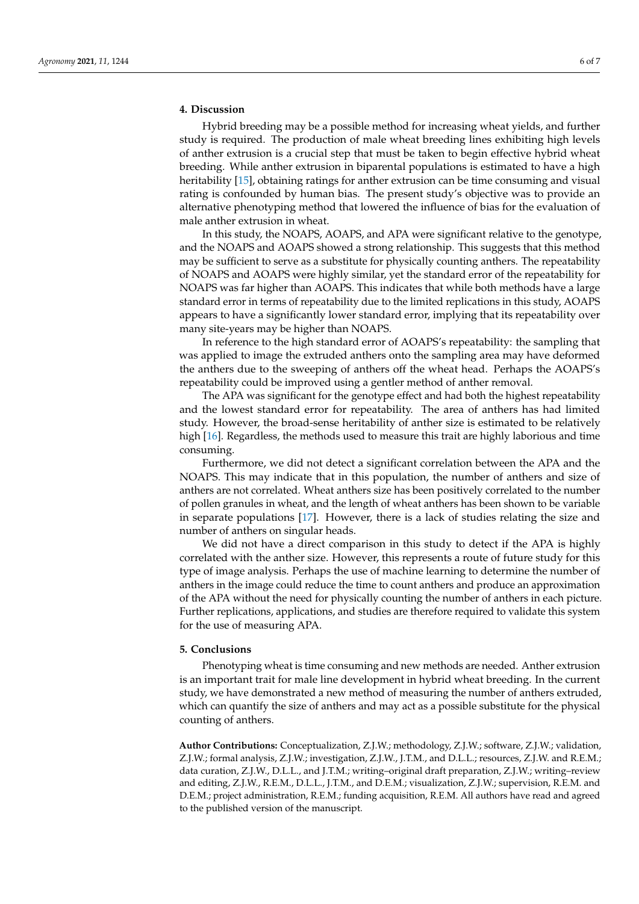## 4. Discussion

Hybrid breeding may be a possible method for increasing wheat yields, and further study is required. The production of male wheat breeding lines exhibiting high levels of anther extrusion is a crucial step that must be taken to begin effective hybrid wheat breeding. While anther extrusion in biparental populations is estimated to have a high heritability [15], obtaining ratings for anther extrusion can be time consuming and visual rating is confounded by human bias. The present study's objective was to provide an alternative phenotyping method that lowered the influence of bias for the evaluation of male anther extrusion in wheat.

In this study, the NOAPS, AOAPS, and APA were significant relative to the genotype, and the NOAPS and AOAPS showed a strong relationship. This suggests that this method may be sufficient to serve as a substitute for physically counting anthers. The repeatability of NOAPS and AOAPS were highly similar, yet the standard error of the repeatability for NOAPS was far higher than AOAPS. This indicates that while both methods have a large standard error in terms of repeatability due to the limited replications in this study, AOAPS appears to have a significantly lower standard error, implying that its repeatability over many site-years may be higher than NOAPS.

In reference to the high standard error of AOAPS's repeatability: the sampling that was applied to image the extruded anthers onto the sampling area may have deformed the anthers due to the sweeping of anthers off the wheat head. Perhaps the AOAPS's repeatability could be improved using a gentler method of anther removal.

The APA was significant for the genotype effect and had both the highest repeatability and the lowest standard error for repeatability. The area of anthers has had limited study. However, the broad-sense heritability of anther size is estimated to be relatively high [16]. Regardless, the methods used to measure this trait are highly laborious and time consuming.

Furthermore, we did not detect a significant correlation between the APA and the NOAPS. This may indicate that in this population, the number of anthers and size of anthers are not correlated. Wheat anthers size has been positively correlated to the number of pollen granules in wheat, and the length of wheat anthers has been shown to be variable in separate populations [17]. However, there is a lack of studies relating the size and number of anthers on singular heads.

We did not have a direct comparison in this study to detect if the APA is highly correlated with the anther size. However, this represents a route of future study for this type of image analysis. Perhaps the use of machine learning to determine the number of anthers in the image could reduce the time to count anthers and produce an approximation of the APA without the need for physically counting the number of anthers in each picture. Further replications, applications, and studies are therefore required to validate this system for the use of measuring APA.

## 5. Conclusions

Phenotyping wheat is time consuming and new methods are needed. Anther extrusion is an important trait for male line development in hybrid wheat breeding. In the current study, we have demonstrated a new method of measuring the number of anthers extruded, which can quantify the size of anthers and may act as a possible substitute for the physical counting of anthers.

**Author Contributions:** Conceptualization, Z.J.W.; methodology, Z.J.W.; software, Z.J.W.; validation, Z.J.W.; formal analysis, Z.J.W.; investigation, Z.J.W., J.T.M., and D.L.L.; resources, Z.J.W. and R.E.M.; data curation, Z.J.W., D.L.L., and J.T.M.; writing–original draft preparation, Z.J.W.; writing–review and editing, Z.J.W., R.E.M., D.L.L., J.T.M., and D.E.M.; visualization, Z.J.W.; supervision, R.E.M. and D.E.M.; project administration, R.E.M.; funding acquisition, R.E.M. All authors have read and agreed to the published version of the manuscript.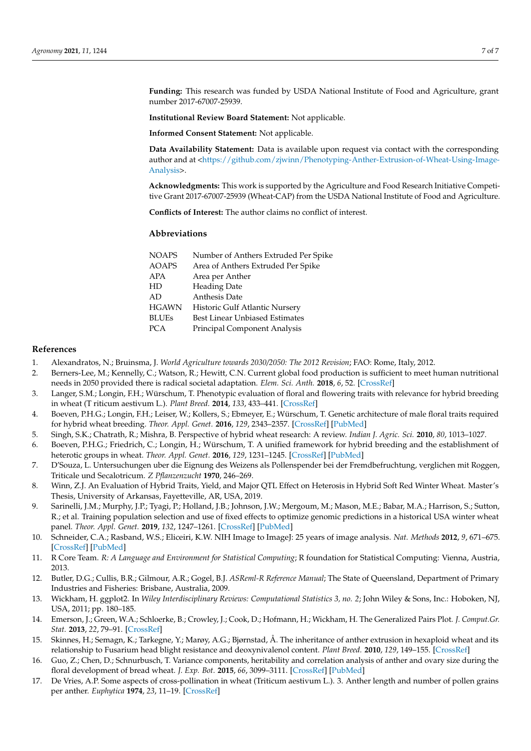**Funding:** This research was funded by USDA National Institute of Food and Agriculture, grant number 2017-67007-25939.

**Institutional Review Board Statement:** Not applicable.

**Informed Consent Statement:** Not applicable.

**Data Availability Statement:** Data is available upon request via contact with the corresponding author and at <https://github.com/zjwinn/Phenotyping-Anther-Extrusion-of-Wheat-Using-Image-Analysis>.

**Acknowledgments:** This work is supported by the Agriculture and Food Research Initiative Competitive Grant 2017-67007-25939 (Wheat-CAP) from the USDA National Institute of Food and Agriculture.

**Conflicts of Interest:** The author claims no conflict of interest.

## Abbreviations

| | |
|---|---|
| NOAPS | Number of Anthers Extruded Per Spike |
| AOAPS | Area of Anthers Extruded Per Spike |
| APA | Area per Anther |
| HD | Heading Date |
| AD | Anthesis Date |
| HGAWN | Historic Gulf Atlantic Nursery |
| BLUEs | Best Linear Unbiased Estimates |
| PCA | Principal Component Analysis |

## References

1. Alexandratos, N.; Bruinsma, J. *World Agriculture towards 2030/2050: The 2012 Revision*; FAO: Rome, Italy, 2012.
2. Berners-Lee, M.; Kennelly, C.; Watson, R.; Hewitt, C.N. Current global food production is sufficient to meet human nutritional needs in 2050 provided there is radical societal adaptation. *Elem. Sci. Anth.* **2018**, *6*, 52. [CrossRef]
3. Langer, S.M.; Longin, F.H.; Würschum, T. Phenotypic evaluation of floral and flowering traits with relevance for hybrid breeding in wheat (T riticum aestivum L.). *Plant Breed.* **2014**, *133*, 433–441. [CrossRef]
4. Boeven, P.H.G.; Longin, F.H.; Leiser, W.; Kollers, S.; Ebmeyer, E.; Würschum, T. Genetic architecture of male floral traits required for hybrid wheat breeding. *Theor. Appl. Genet.* **2016**, *129*, 2343–2357. [CrossRef] [PubMed]
5. Singh, S.K.; Chatrath, R.; Mishra, B. Perspective of hybrid wheat research: A review. *Indian J. Agric. Sci.* **2010**, *80*, 1013–1027.
6. Boeven, P.H.G.; Friedrich, C.; Longin, H.; Würschum, T. A unified framework for hybrid breeding and the establishment of heterotic groups in wheat. *Theor. Appl. Genet.* **2016**, *129*, 1231–1245. [CrossRef] [PubMed]
7. D'Souza, L. Untersuchungen uber die Eignung des Weizens als Pollenspender bei der Fremdbefruchtung, verglichen mit Roggen, Triticale und Secalotricum. *Z Pflanzenzucht* **1970**, 246–269.
8. Winn, Z.J. An Evaluation of Hybrid Traits, Yield, and Major QTL Effect on Heterosis in Hybrid Soft Red Winter Wheat. Master's Thesis, University of Arkansas, Fayetteville, AR, USA, 2019.
9. Sarinelli, J.M.; Murphy, J.P.; Tyagi, P.; Holland, J.B.; Johnson, J.W.; Mergoum, M.; Mason, M.E.; Babar, M.A.; Harrison, S.; Sutton, R.; et al. Training population selection and use of fixed effects to optimize genomic predictions in a historical USA winter wheat panel. *Theor. Appl. Genet.* **2019**, *132*, 1247–1261. [CrossRef] [PubMed]
10. Schneider, C.A.; Rasband, W.S.; Eliceiri, K.W. NIH Image to ImageJ: 25 years of image analysis. *Nat. Methods* **2012**, *9*, 671–675. [CrossRef] [PubMed]
11. R Core Team. *R: A Language and Environment for Statistical Computing*; R foundation for Statistical Computing: Vienna, Austria, 2013.
12. Butler, D.G.; Cullis, B.R.; Gilmour, A.R.; Gogel, B.J. *ASReml-R Reference Manual*; The State of Queensland, Department of Primary Industries and Fisheries: Brisbane, Australia, 2009.
13. Wickham, H. ggplot2. In *Wiley Interdisciplinary Reviews: Computational Statistics 3, no. 2*; John Wiley & Sons, Inc.: Hoboken, NJ, USA, 2011; pp. 180–185.
14. Emerson, J.; Green, W.A.; Schloerke, B.; Crowley, J.; Cook, D.; Hofmann, H.; Wickham, H. The Generalized Pairs Plot. *J. Comput.Gr. Stat.* **2013**, *22*, 79–91. [CrossRef]
15. Skinnes, H.; Semagn, K.; Tarkegne, Y.; Marøy, A.G.; Bjørnstad, Å. The inheritance of anther extrusion in hexaploid wheat and its relationship to Fusarium head blight resistance and deoxynivalenol content. *Plant Breed.* **2010**, *129*, 149–155. [CrossRef]
16. Guo, Z.; Chen, D.; Schnurbusch, T. Variance components, heritability and correlation analysis of anther and ovary size during the floral development of bread wheat. *J. Exp. Bot.* **2015**, *66*, 3099–3111. [CrossRef] [PubMed]
17. De Vries, A.P. Some aspects of cross-pollination in wheat (Triticum aestivum L.). 3. Anther length and number of pollen grains per anther. *Euphytica* **1974**, *23*, 11–19. [CrossRef]